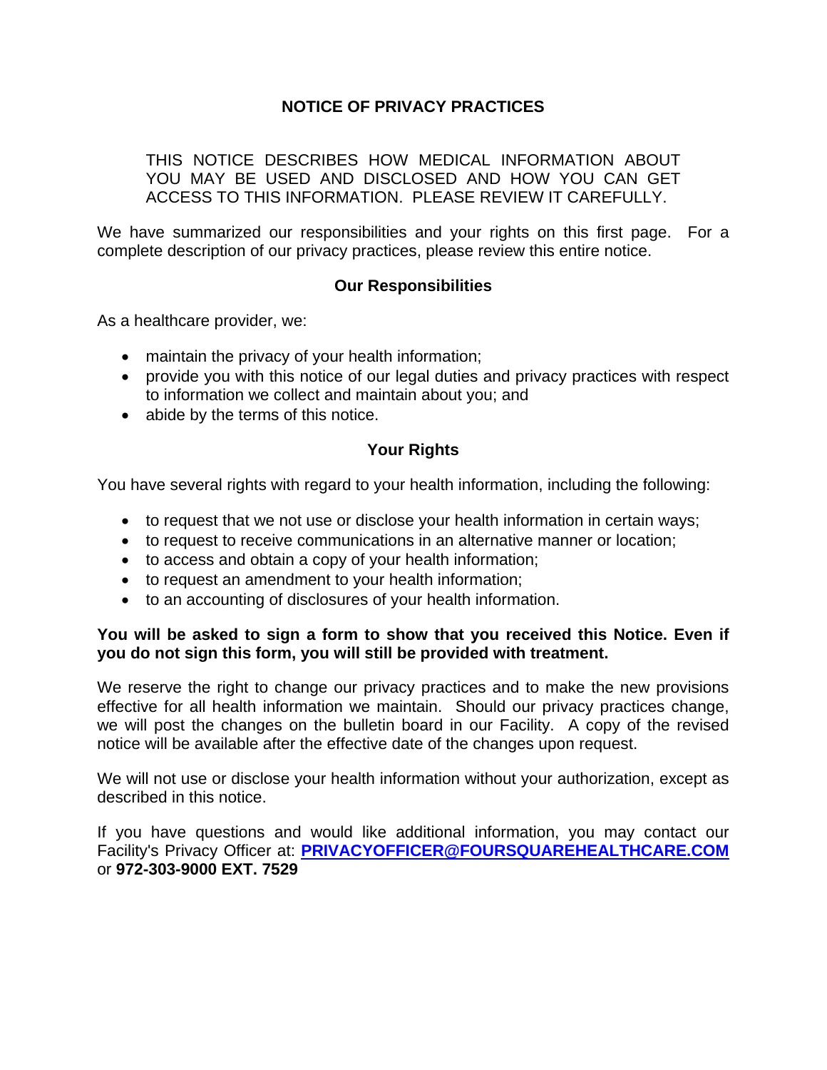# NOTICE OF PRIVACY PRACTICES

THIS NOTICE DESCRIBES HOW MEDICAL INFORMATION ABOUT YOU MAY BE USED AND DISCLOSED AND HOW YOU CAN GET ACCESS TO THIS INFORMATION. PLEASE REVIEW IT CAREFULLY.

We have summarized our responsibilities and your rights on this first page. For a complete description of our privacy practices, please review this entire notice.

## Our Responsibilities

As a healthcare provider, we:

- maintain the privacy of your health information;
- provide you with this notice of our legal duties and privacy practices with respect to information we collect and maintain about you; and
- abide by the terms of this notice.

## Your Rights

You have several rights with regard to your health information, including the following:

- to request that we not use or disclose your health information in certain ways;
- to request to receive communications in an alternative manner or location;
- to access and obtain a copy of your health information;
- to request an amendment to your health information;
- to an accounting of disclosures of your health information.

**You will be asked to sign a form to show that you received this Notice. Even if you do not sign this form, you will still be provided with treatment.**

We reserve the right to change our privacy practices and to make the new provisions effective for all health information we maintain. Should our privacy practices change, we will post the changes on the bulletin board in our Facility. A copy of the revised notice will be available after the effective date of the changes upon request.

We will not use or disclose your health information without your authorization, except as described in this notice.

If you have questions and would like additional information, you may contact our Facility's Privacy Officer at: **PRIVACYOFFICER@FOURSQUAREHEALTHCARE.COM** or **972-303-9000 EXT. 7529**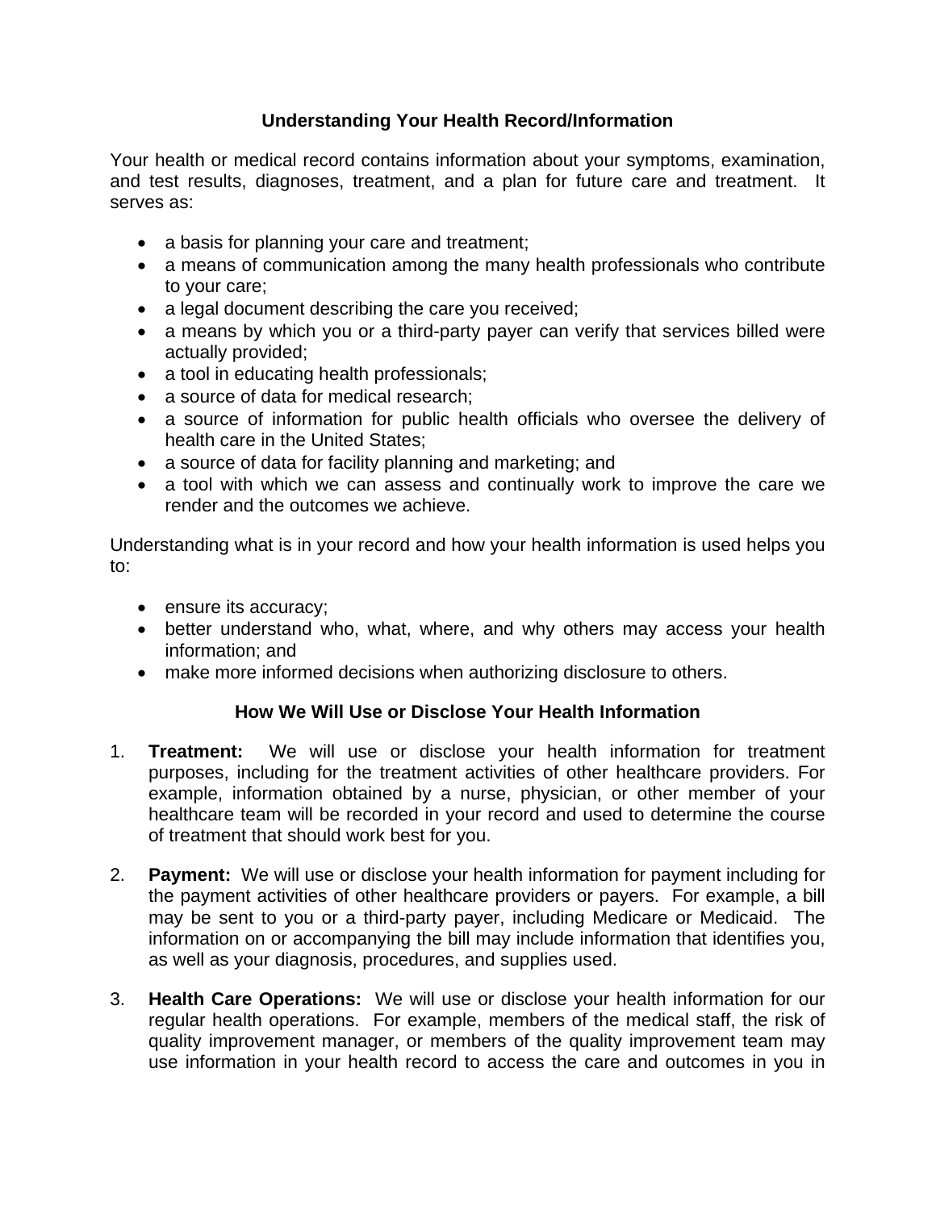## Understanding Your Health Record/Information

Your health or medical record contains information about your symptoms, examination, and test results, diagnoses, treatment, and a plan for future care and treatment. It serves as:

- a basis for planning your care and treatment;
- a means of communication among the many health professionals who contribute to your care;
- a legal document describing the care you received;
- a means by which you or a third-party payer can verify that services billed were actually provided;
- a tool in educating health professionals;
- a source of data for medical research;
- a source of information for public health officials who oversee the delivery of health care in the United States;
- a source of data for facility planning and marketing; and
- a tool with which we can assess and continually work to improve the care we render and the outcomes we achieve.

Understanding what is in your record and how your health information is used helps you to:

- ensure its accuracy;
- better understand who, what, where, and why others may access your health information; and
- make more informed decisions when authorizing disclosure to others.

## How We Will Use or Disclose Your Health Information

1. **Treatment:** We will use or disclose your health information for treatment purposes, including for the treatment activities of other healthcare providers. For example, information obtained by a nurse, physician, or other member of your healthcare team will be recorded in your record and used to determine the course of treatment that should work best for you.

2. **Payment:** We will use or disclose your health information for payment including for the payment activities of other healthcare providers or payers. For example, a bill may be sent to you or a third-party payer, including Medicare or Medicaid. The information on or accompanying the bill may include information that identifies you, as well as your diagnosis, procedures, and supplies used.

3. **Health Care Operations:** We will use or disclose your health information for our regular health operations. For example, members of the medical staff, the risk of quality improvement manager, or members of the quality improvement team may use information in your health record to access the care and outcomes in you in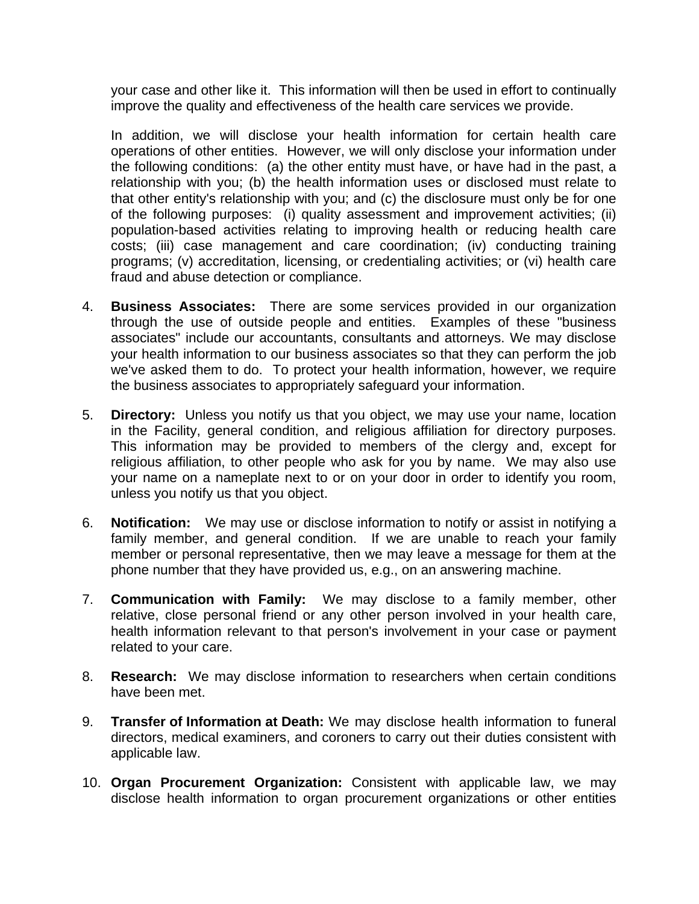your case and other like it. This information will then be used in effort to continually improve the quality and effectiveness of the health care services we provide.

In addition, we will disclose your health information for certain health care operations of other entities. However, we will only disclose your information under the following conditions: (a) the other entity must have, or have had in the past, a relationship with you; (b) the health information uses or disclosed must relate to that other entity's relationship with you; and (c) the disclosure must only be for one of the following purposes: (i) quality assessment and improvement activities; (ii) population-based activities relating to improving health or reducing health care costs; (iii) case management and care coordination; (iv) conducting training programs; (v) accreditation, licensing, or credentialing activities; or (vi) health care fraud and abuse detection or compliance.

4. **Business Associates:** There are some services provided in our organization through the use of outside people and entities. Examples of these "business associates" include our accountants, consultants and attorneys. We may disclose your health information to our business associates so that they can perform the job we've asked them to do. To protect your health information, however, we require the business associates to appropriately safeguard your information.

5. **Directory:** Unless you notify us that you object, we may use your name, location in the Facility, general condition, and religious affiliation for directory purposes. This information may be provided to members of the clergy and, except for religious affiliation, to other people who ask for you by name. We may also use your name on a nameplate next to or on your door in order to identify you room, unless you notify us that you object.

6. **Notification:** We may use or disclose information to notify or assist in notifying a family member, and general condition. If we are unable to reach your family member or personal representative, then we may leave a message for them at the phone number that they have provided us, e.g., on an answering machine.

7. **Communication with Family:** We may disclose to a family member, other relative, close personal friend or any other person involved in your health care, health information relevant to that person's involvement in your case or payment related to your care.

8. **Research:** We may disclose information to researchers when certain conditions have been met.

9. **Transfer of Information at Death:** We may disclose health information to funeral directors, medical examiners, and coroners to carry out their duties consistent with applicable law.

10. **Organ Procurement Organization:** Consistent with applicable law, we may disclose health information to organ procurement organizations or other entities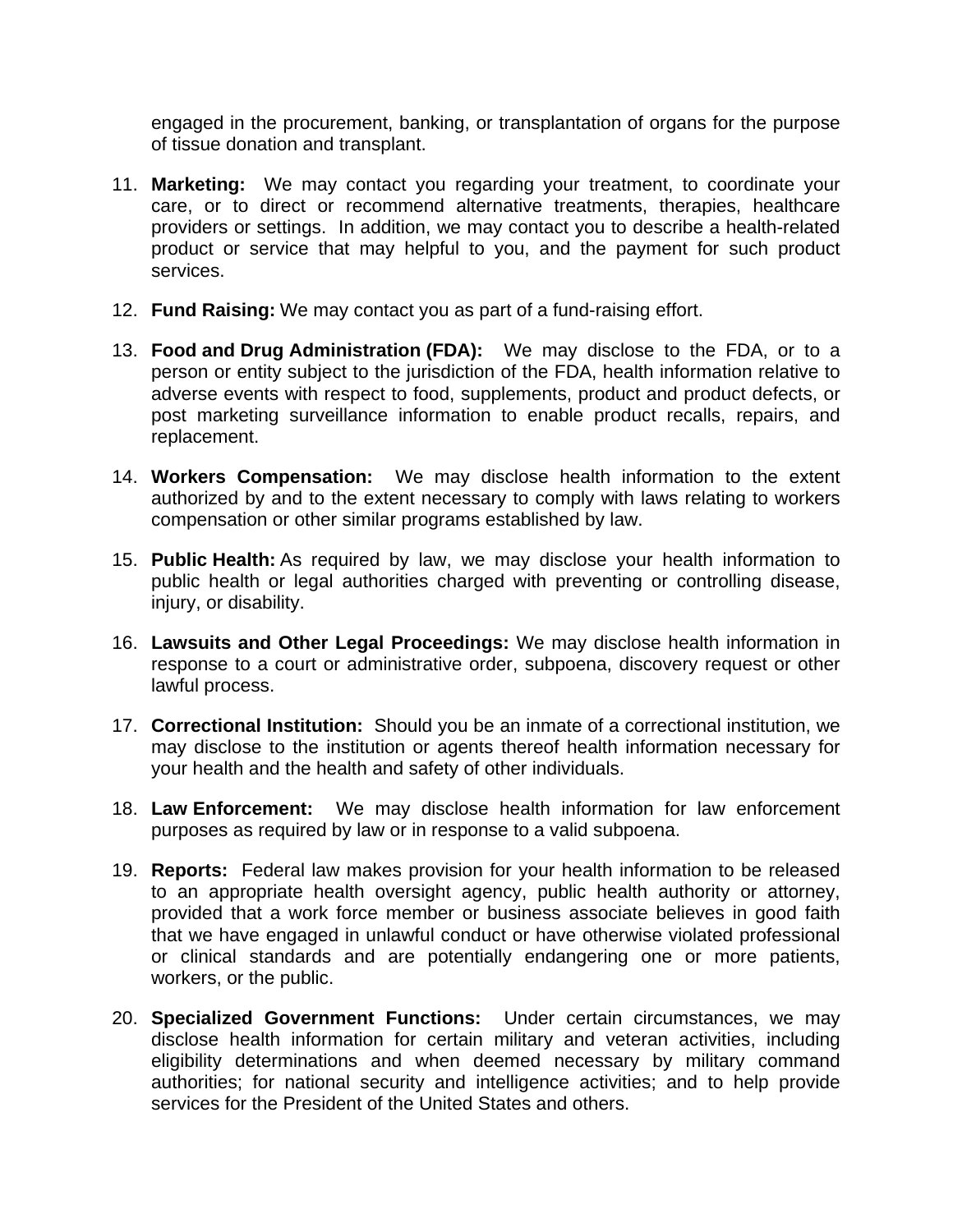engaged in the procurement, banking, or transplantation of organs for the purpose of tissue donation and transplant.

11. **Marketing:** We may contact you regarding your treatment, to coordinate your care, or to direct or recommend alternative treatments, therapies, healthcare providers or settings. In addition, we may contact you to describe a health-related product or service that may helpful to you, and the payment for such product services.

12. **Fund Raising:** We may contact you as part of a fund-raising effort.

13. **Food and Drug Administration (FDA):** We may disclose to the FDA, or to a person or entity subject to the jurisdiction of the FDA, health information relative to adverse events with respect to food, supplements, product and product defects, or post marketing surveillance information to enable product recalls, repairs, and replacement.

14. **Workers Compensation:** We may disclose health information to the extent authorized by and to the extent necessary to comply with laws relating to workers compensation or other similar programs established by law.

15. **Public Health:** As required by law, we may disclose your health information to public health or legal authorities charged with preventing or controlling disease, injury, or disability.

16. **Lawsuits and Other Legal Proceedings:** We may disclose health information in response to a court or administrative order, subpoena, discovery request or other lawful process.

17. **Correctional Institution:** Should you be an inmate of a correctional institution, we may disclose to the institution or agents thereof health information necessary for your health and the health and safety of other individuals.

18. **Law Enforcement:** We may disclose health information for law enforcement purposes as required by law or in response to a valid subpoena.

19. **Reports:** Federal law makes provision for your health information to be released to an appropriate health oversight agency, public health authority or attorney, provided that a work force member or business associate believes in good faith that we have engaged in unlawful conduct or have otherwise violated professional or clinical standards and are potentially endangering one or more patients, workers, or the public.

20. **Specialized Government Functions:** Under certain circumstances, we may disclose health information for certain military and veteran activities, including eligibility determinations and when deemed necessary by military command authorities; for national security and intelligence activities; and to help provide services for the President of the United States and others.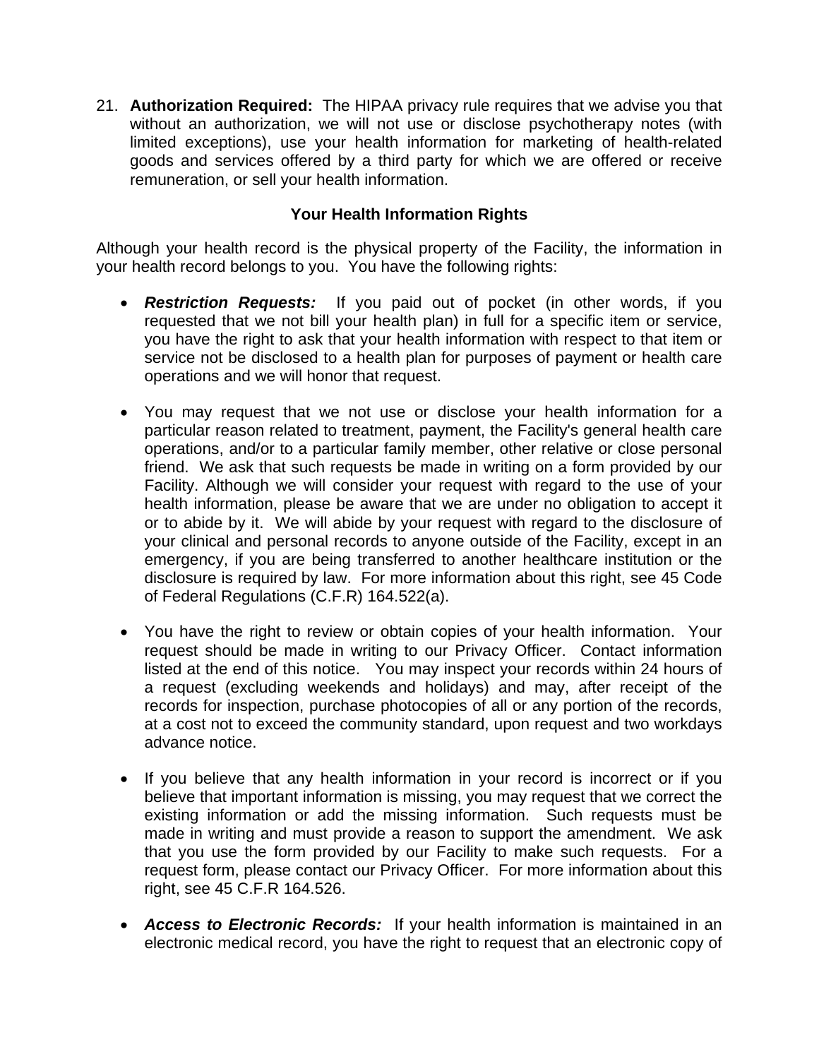21. **Authorization Required:** The HIPAA privacy rule requires that we advise you that without an authorization, we will not use or disclose psychotherapy notes (with limited exceptions), use your health information for marketing of health-related goods and services offered by a third party for which we are offered or receive remuneration, or sell your health information.

**Your Health Information Rights**

Although your health record is the physical property of the Facility, the information in your health record belongs to you. You have the following rights:

- ***Restriction Requests:*** If you paid out of pocket (in other words, if you requested that we not bill your health plan) in full for a specific item or service, you have the right to ask that your health information with respect to that item or service not be disclosed to a health plan for purposes of payment or health care operations and we will honor that request.

- You may request that we not use or disclose your health information for a particular reason related to treatment, payment, the Facility's general health care operations, and/or to a particular family member, other relative or close personal friend. We ask that such requests be made in writing on a form provided by our Facility. Although we will consider your request with regard to the use of your health information, please be aware that we are under no obligation to accept it or to abide by it. We will abide by your request with regard to the disclosure of your clinical and personal records to anyone outside of the Facility, except in an emergency, if you are being transferred to another healthcare institution or the disclosure is required by law. For more information about this right, see 45 Code of Federal Regulations (C.F.R) 164.522(a).

- You have the right to review or obtain copies of your health information. Your request should be made in writing to our Privacy Officer. Contact information listed at the end of this notice. You may inspect your records within 24 hours of a request (excluding weekends and holidays) and may, after receipt of the records for inspection, purchase photocopies of all or any portion of the records, at a cost not to exceed the community standard, upon request and two workdays advance notice.

- If you believe that any health information in your record is incorrect or if you believe that important information is missing, you may request that we correct the existing information or add the missing information. Such requests must be made in writing and must provide a reason to support the amendment. We ask that you use the form provided by our Facility to make such requests. For a request form, please contact our Privacy Officer. For more information about this right, see 45 C.F.R 164.526.

- ***Access to Electronic Records:*** If your health information is maintained in an electronic medical record, you have the right to request that an electronic copy of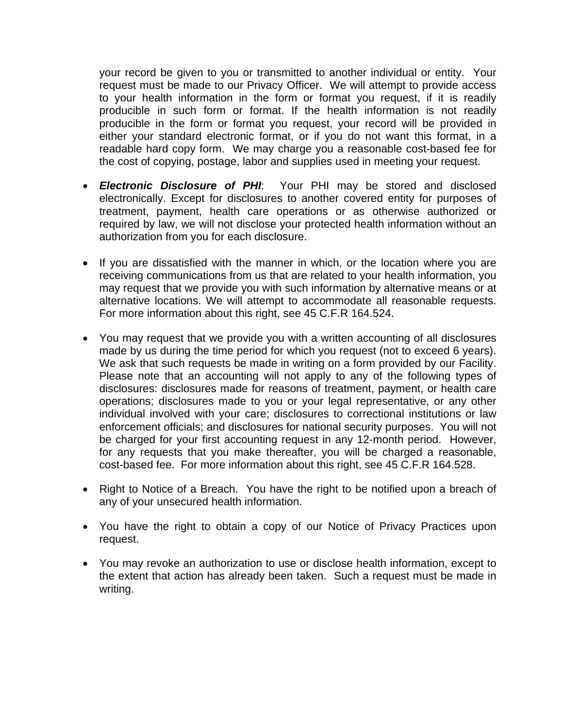your record be given to you or transmitted to another individual or entity. Your request must be made to our Privacy Officer. We will attempt to provide access to your health information in the form or format you request, if it is readily producible in such form or format. If the health information is not readily producible in the form or format you request, your record will be provided in either your standard electronic format, or if you do not want this format, in a readable hard copy form. We may charge you a reasonable cost-based fee for the cost of copying, postage, labor and supplies used in meeting your request.

- ***Electronic Disclosure of PHI***: Your PHI may be stored and disclosed electronically. Except for disclosures to another covered entity for purposes of treatment, payment, health care operations or as otherwise authorized or required by law, we will not disclose your protected health information without an authorization from you for each disclosure.

- If you are dissatisfied with the manner in which, or the location where you are receiving communications from us that are related to your health information, you may request that we provide you with such information by alternative means or at alternative locations. We will attempt to accommodate all reasonable requests. For more information about this right, see 45 C.F.R 164.524.

- You may request that we provide you with a written accounting of all disclosures made by us during the time period for which you request (not to exceed 6 years). We ask that such requests be made in writing on a form provided by our Facility. Please note that an accounting will not apply to any of the following types of disclosures: disclosures made for reasons of treatment, payment, or health care operations; disclosures made to you or your legal representative, or any other individual involved with your care; disclosures to correctional institutions or law enforcement officials; and disclosures for national security purposes. You will not be charged for your first accounting request in any 12-month period. However, for any requests that you make thereafter, you will be charged a reasonable, cost-based fee. For more information about this right, see 45 C.F.R 164.528.

- Right to Notice of a Breach. You have the right to be notified upon a breach of any of your unsecured health information.

- You have the right to obtain a copy of our Notice of Privacy Practices upon request.

- You may revoke an authorization to use or disclose health information, except to the extent that action has already been taken. Such a request must be made in writing.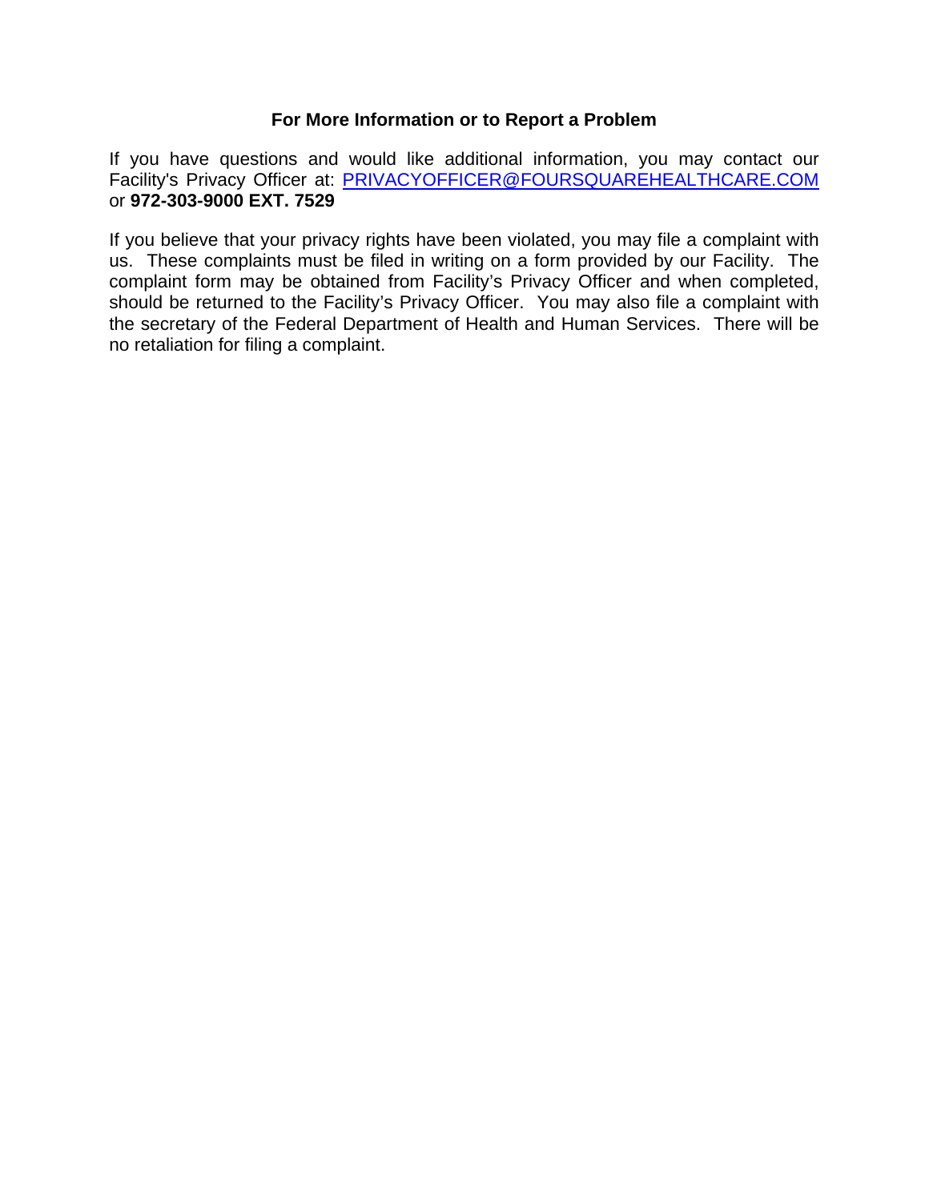### For More Information or to Report a Problem

If you have questions and would like additional information, you may contact our Facility's Privacy Officer at: PRIVACYOFFICER@FOURSQUAREHEALTHCARE.COM or **972-303-9000 EXT. 7529**

If you believe that your privacy rights have been violated, you may file a complaint with us. These complaints must be filed in writing on a form provided by our Facility. The complaint form may be obtained from Facility's Privacy Officer and when completed, should be returned to the Facility's Privacy Officer. You may also file a complaint with the secretary of the Federal Department of Health and Human Services. There will be no retaliation for filing a complaint.